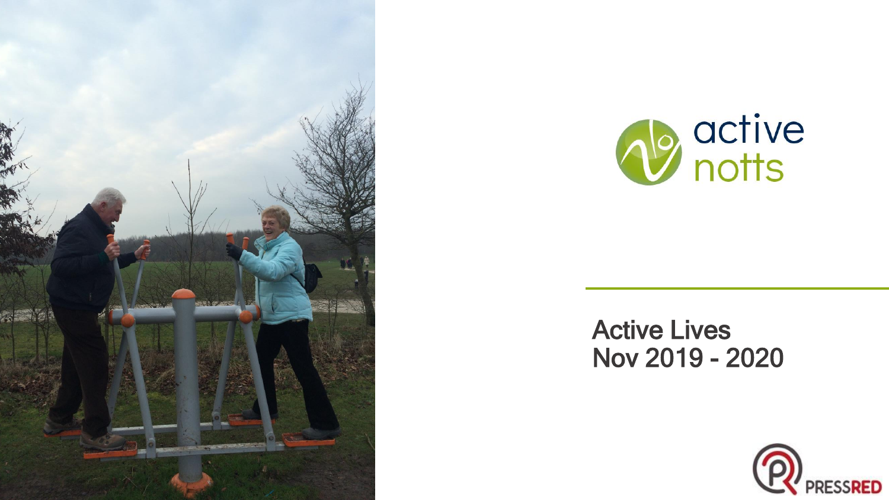active notts

# Active Lives
# Nov 2019 - 2020

PRESSRED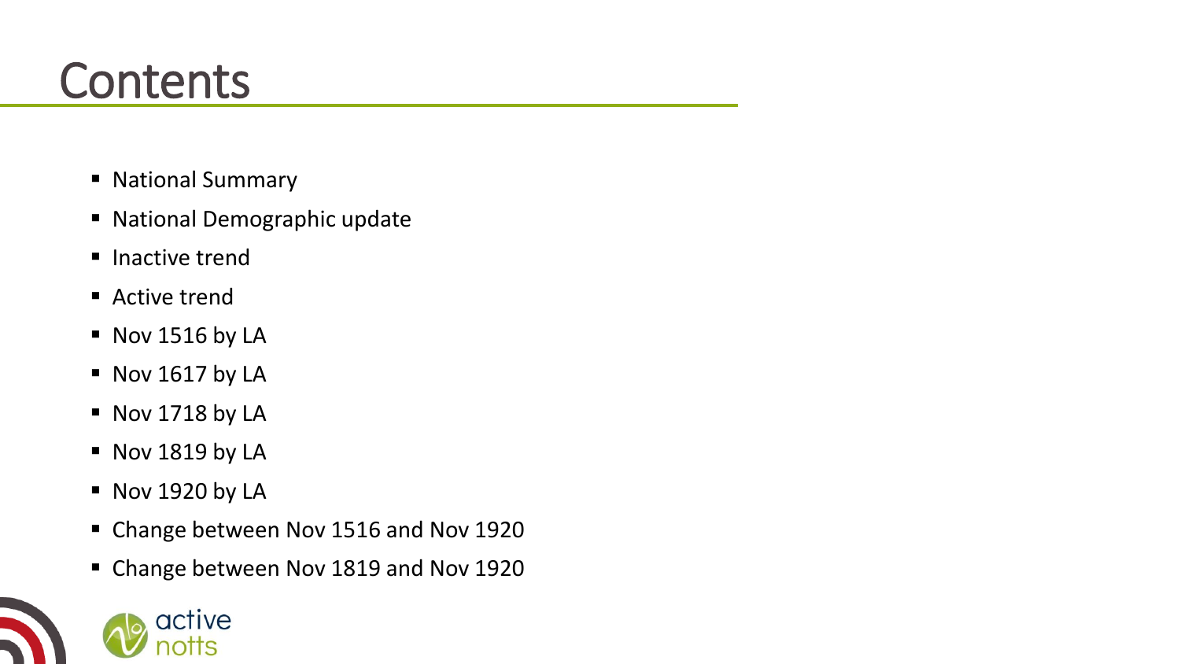# Contents

- National Summary
- National Demographic update
- Inactive trend
- Active trend
- Nov 1516 by LA
- Nov 1617 by LA
- Nov 1718 by LA
- Nov 1819 by LA
- Nov 1920 by LA
- Change between Nov 1516 and Nov 1920
- Change between Nov 1819 and Nov 1920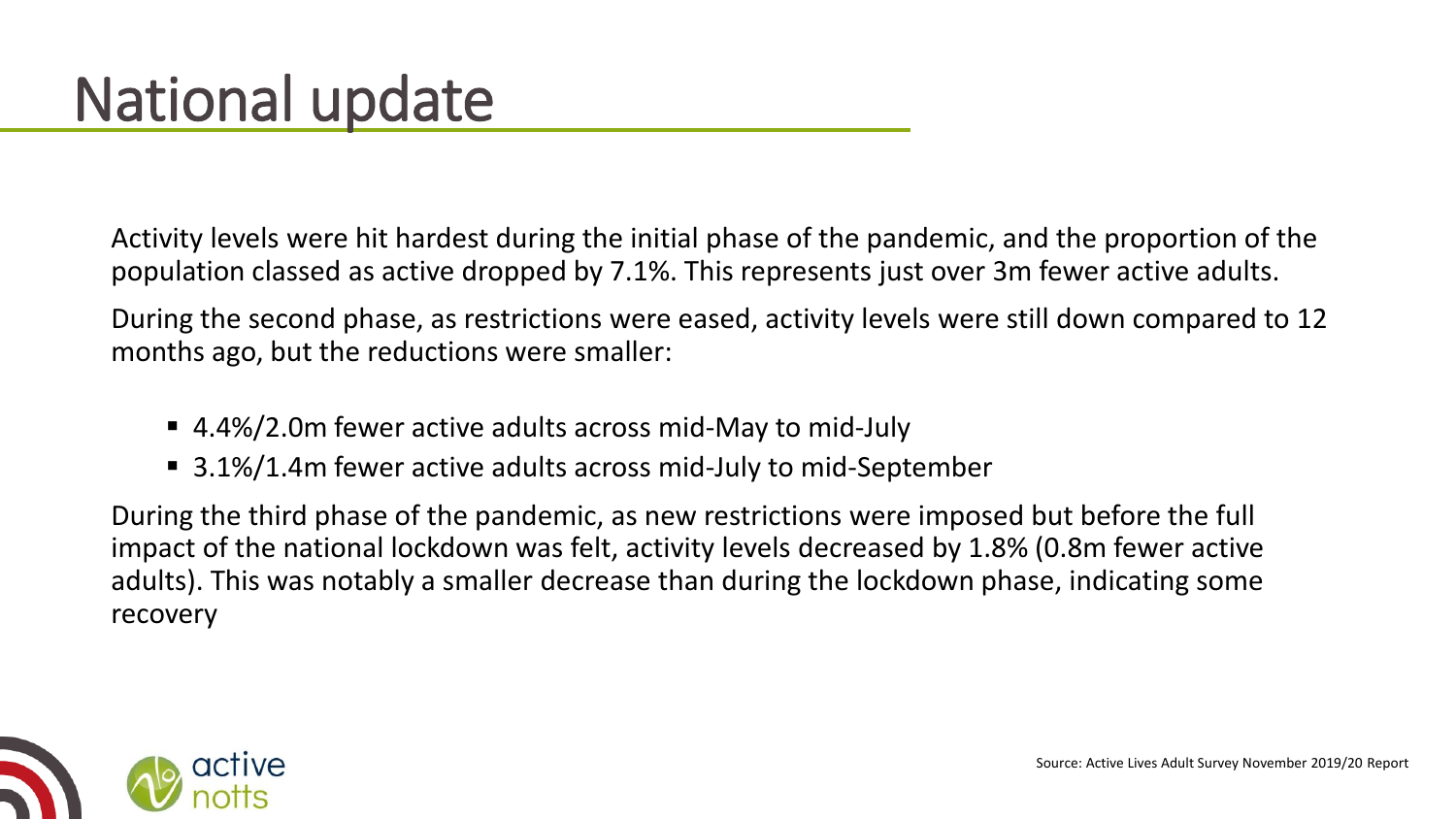# National update

Activity levels were hit hardest during the initial phase of the pandemic, and the proportion of the population classed as active dropped by 7.1%. This represents just over 3m fewer active adults.

During the second phase, as restrictions were eased, activity levels were still down compared to 12 months ago, but the reductions were smaller:

- 4.4%/2.0m fewer active adults across mid-May to mid-July
- 3.1%/1.4m fewer active adults across mid-July to mid-September

During the third phase of the pandemic, as new restrictions were imposed but before the full impact of the national lockdown was felt, activity levels decreased by 1.8% (0.8m fewer active adults). This was notably a smaller decrease than during the lockdown phase, indicating some recovery

Source: Active Lives Adult Survey November 2019/20 Report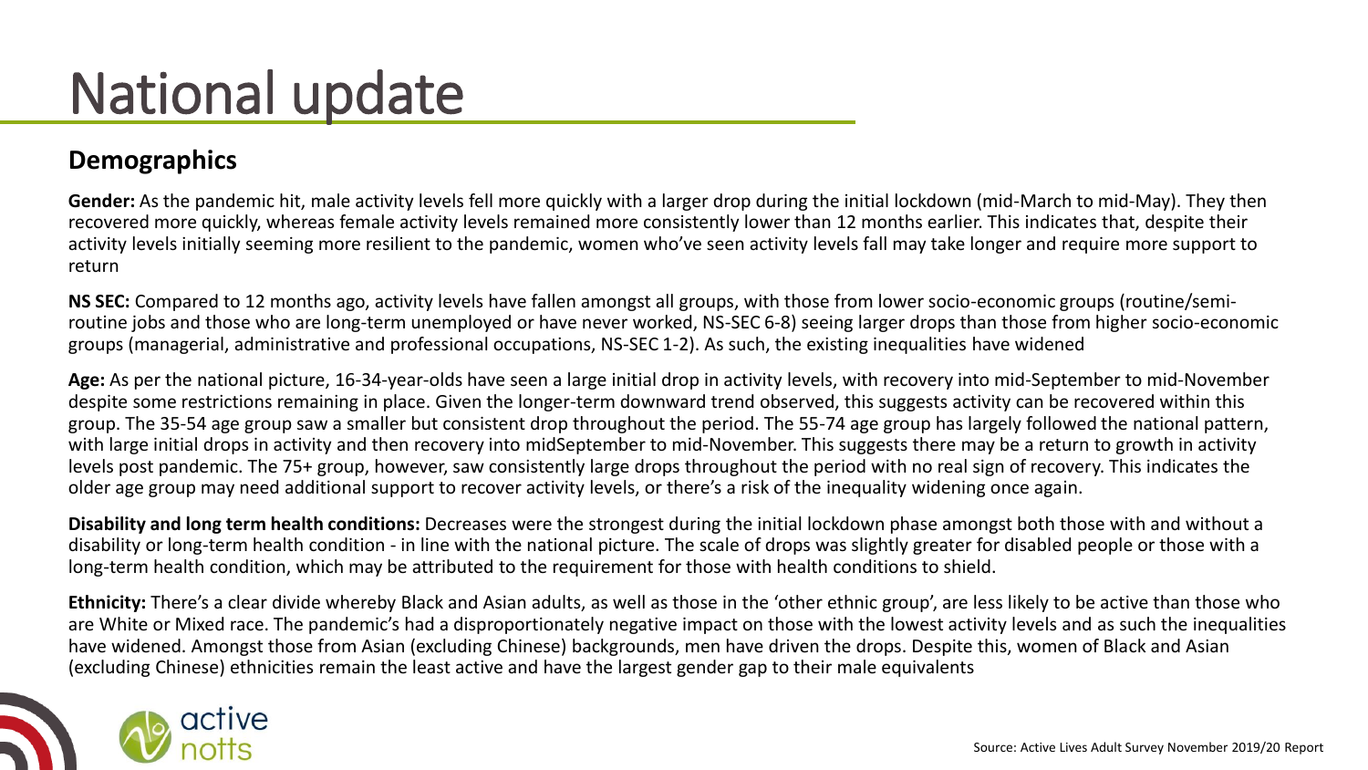# National update

## Demographics

**Gender:** As the pandemic hit, male activity levels fell more quickly with a larger drop during the initial lockdown (mid-March to mid-May). They then recovered more quickly, whereas female activity levels remained more consistently lower than 12 months earlier. This indicates that, despite their activity levels initially seeming more resilient to the pandemic, women who've seen activity levels fall may take longer and require more support to return

**NS SEC:** Compared to 12 months ago, activity levels have fallen amongst all groups, with those from lower socio-economic groups (routine/semi-routine jobs and those who are long-term unemployed or have never worked, NS-SEC 6-8) seeing larger drops than those from higher socio-economic groups (managerial, administrative and professional occupations, NS-SEC 1-2). As such, the existing inequalities have widened

**Age:** As per the national picture, 16-34-year-olds have seen a large initial drop in activity levels, with recovery into mid-September to mid-November despite some restrictions remaining in place. Given the longer-term downward trend observed, this suggests activity can be recovered within this group. The 35-54 age group saw a smaller but consistent drop throughout the period. The 55-74 age group has largely followed the national pattern, with large initial drops in activity and then recovery into midSeptember to mid-November. This suggests there may be a return to growth in activity levels post pandemic. The 75+ group, however, saw consistently large drops throughout the period with no real sign of recovery. This indicates the older age group may need additional support to recover activity levels, or there's a risk of the inequality widening once again.

**Disability and long term health conditions:** Decreases were the strongest during the initial lockdown phase amongst both those with and without a disability or long-term health condition - in line with the national picture. The scale of drops was slightly greater for disabled people or those with a long-term health condition, which may be attributed to the requirement for those with health conditions to shield.

**Ethnicity:** There's a clear divide whereby Black and Asian adults, as well as those in the 'other ethnic group', are less likely to be active than those who are White or Mixed race. The pandemic's had a disproportionately negative impact on those with the lowest activity levels and as such the inequalities have widened. Amongst those from Asian (excluding Chinese) backgrounds, men have driven the drops. Despite this, women of Black and Asian (excluding Chinese) ethnicities remain the least active and have the largest gender gap to their male equivalents

Source: Active Lives Adult Survey November 2019/20 Report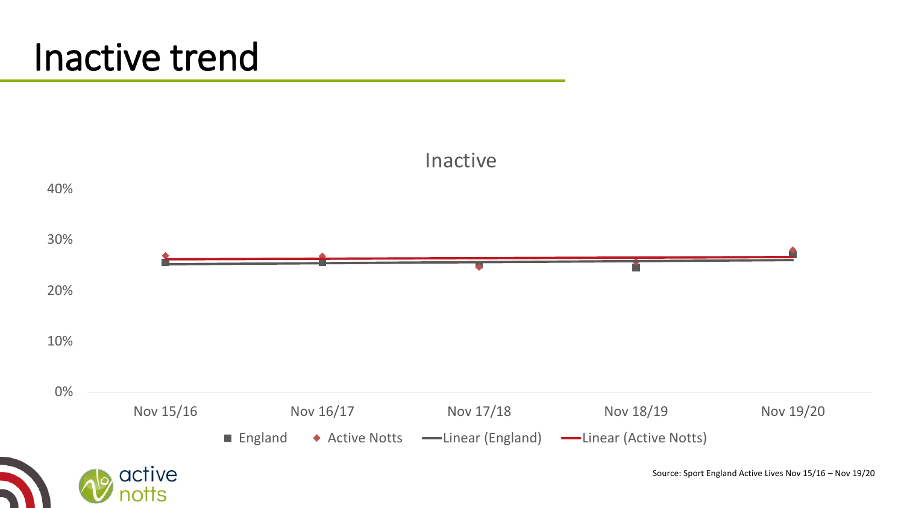# Inactive trend

Inactive

40%

30%

20%

10%

0%

Nov 15/16 Nov 16/17 Nov 17/18 Nov 18/19 Nov 19/20

England Active Notts Linear (England) Linear (Active Notts)

Source: Sport England Active Lives Nov 15/16 – Nov 19/20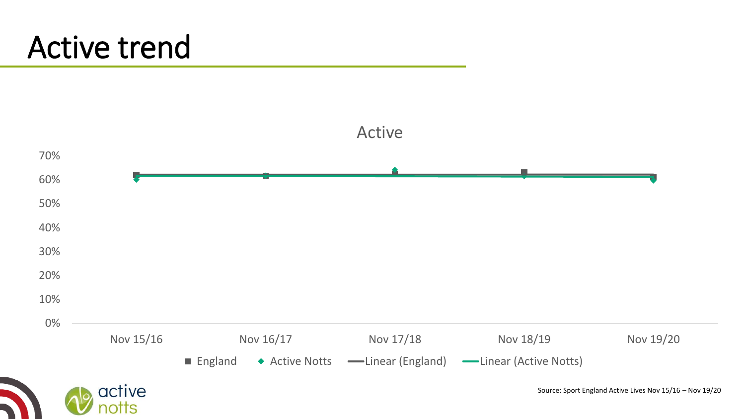# Active trend

Active

70%
60%
50%
40%
30%
20%
10%
0%

Nov 15/16 | Nov 16/17 | Nov 17/18 | Nov 18/19 | Nov 19/20

■ England ◆ Active Notts — Linear (England) — Linear (Active Notts)

Source: Sport England Active Lives Nov 15/16 – Nov 19/20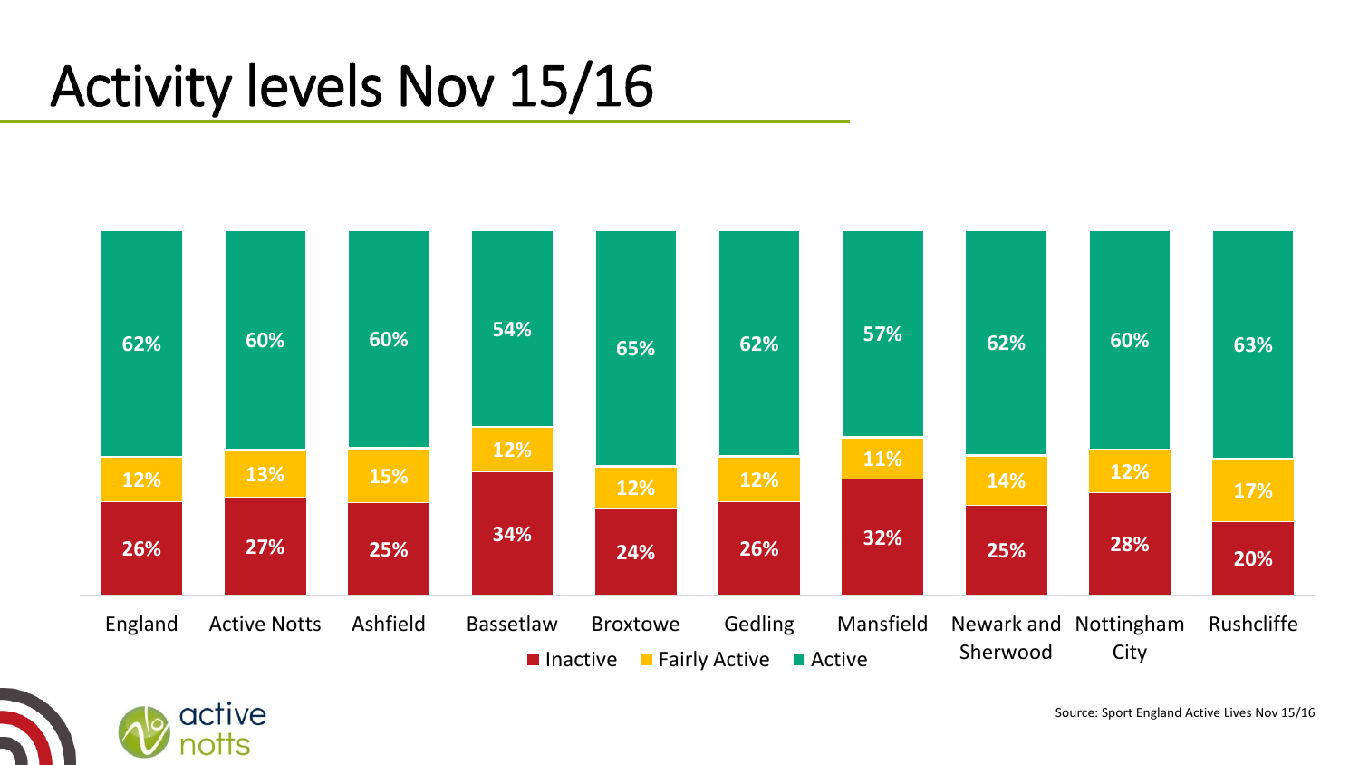# Activity levels Nov 15/16

| | England | Active Notts | Ashfield | Bassetlaw | Broxtowe | Gedling | Mansfield | Newark and Sherwood | Nottingham City | Rushcliffe |
|---|---|---|---|---|---|---|---|---|---|---|
| Active | 62% | 60% | 60% | 54% | 65% | 62% | 57% | 62% | 60% | 63% |
| Fairly Active | 12% | 13% | 15% | 12% | 12% | 12% | 11% | 14% | 12% | 17% |
| Inactive | 26% | 27% | 25% | 34% | 24% | 26% | 32% | 25% | 28% | 20% |

Source: Sport England Active Lives Nov 15/16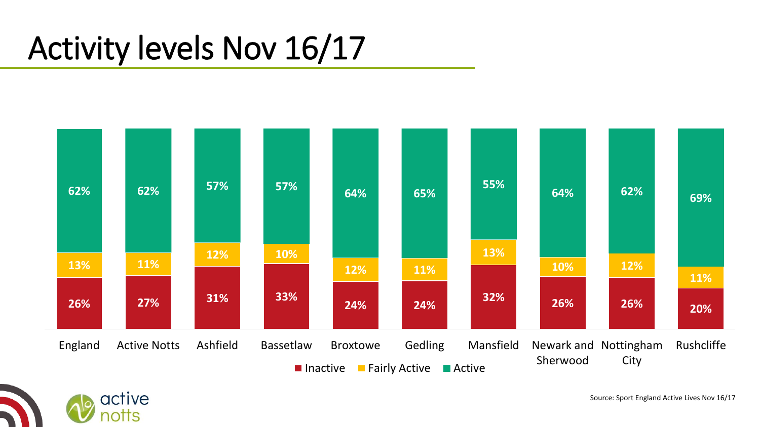# Activity levels Nov 16/17

| | Inactive | Fairly Active | Active |
|---|---|---|---|
| England | 26% | 13% | 62% |
| Active Notts | 27% | 11% | 62% |
| Ashfield | 31% | 12% | 57% |
| Bassetlaw | 33% | 10% | 57% |
| Broxtowe | 24% | 12% | 64% |
| Gedling | 24% | 11% | 65% |
| Mansfield | 32% | 13% | 55% |
| Newark and Sherwood | 26% | 10% | 64% |
| Nottingham City | 26% | 12% | 62% |
| Rushcliffe | 20% | 11% | 69% |

Source: Sport England Active Lives Nov 16/17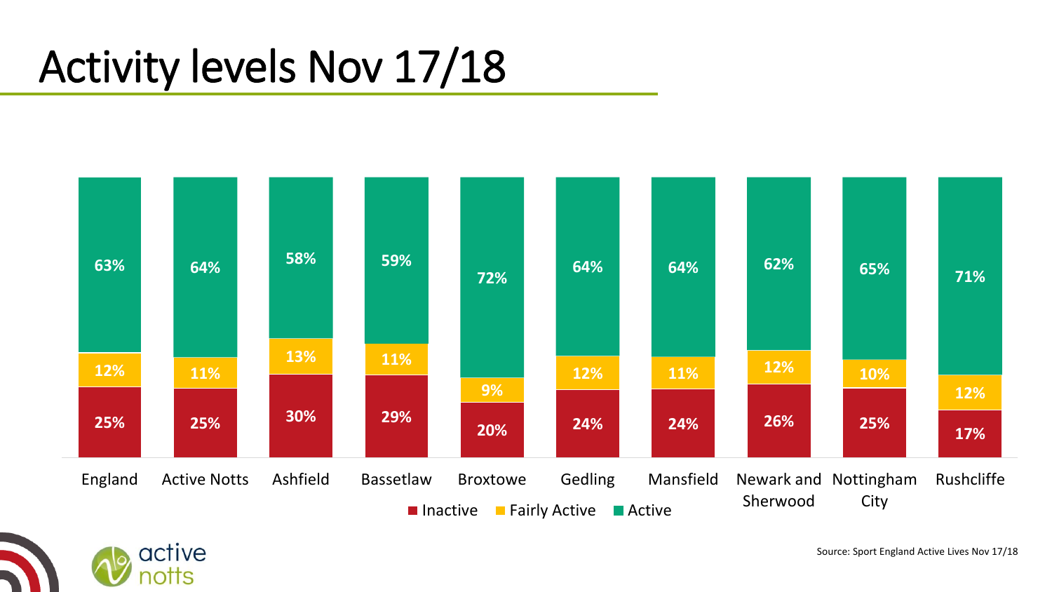# Activity levels Nov 17/18

| | Inactive | Fairly Active | Active |
|---|---|---|---|
| England | 25% | 12% | 63% |
| Active Notts | 25% | 11% | 64% |
| Ashfield | 30% | 13% | 58% |
| Bassetlaw | 29% | 11% | 59% |
| Broxtowe | 20% | 9% | 72% |
| Gedling | 24% | 12% | 64% |
| Mansfield | 24% | 11% | 64% |
| Newark and Sherwood | 26% | 12% | 62% |
| Nottingham City | 25% | 10% | 65% |
| Rushcliffe | 17% | 12% | 71% |

Source: Sport England Active Lives Nov 17/18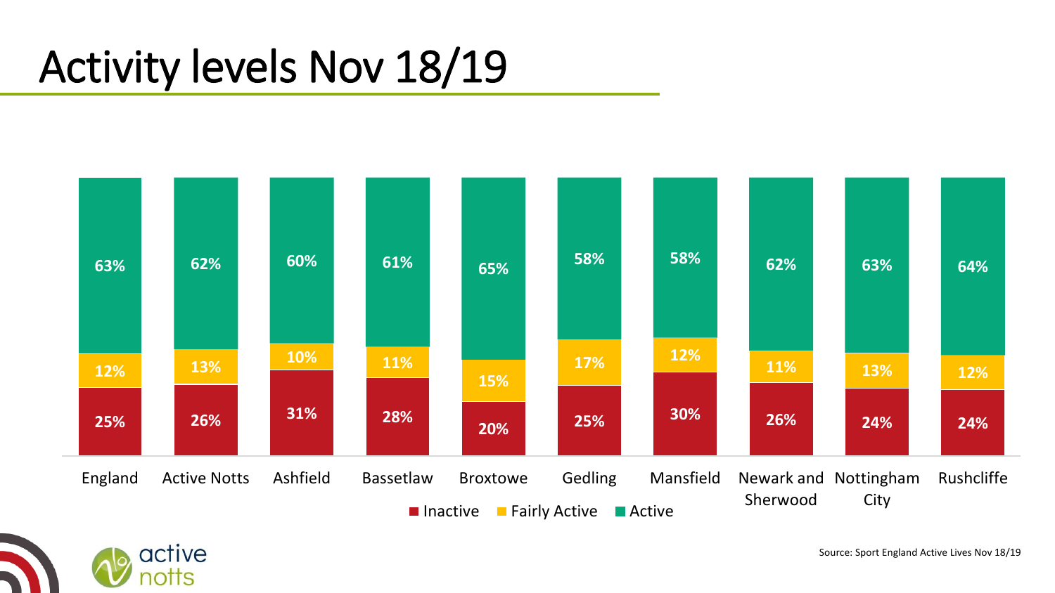# Activity levels Nov 18/19

| | England | Active Notts | Ashfield | Bassetlaw | Broxtowe | Gedling | Mansfield | Newark and Sherwood | Nottingham City | Rushcliffe |
|---|---|---|---|---|---|---|---|---|---|---|
| Inactive | 25% | 26% | 31% | 28% | 20% | 25% | 30% | 26% | 24% | 24% |
| Fairly Active | 12% | 13% | 10% | 11% | 15% | 17% | 12% | 11% | 13% | 12% |
| Active | 63% | 62% | 60% | 61% | 65% | 58% | 58% | 62% | 63% | 64% |

Source: Sport England Active Lives Nov 18/19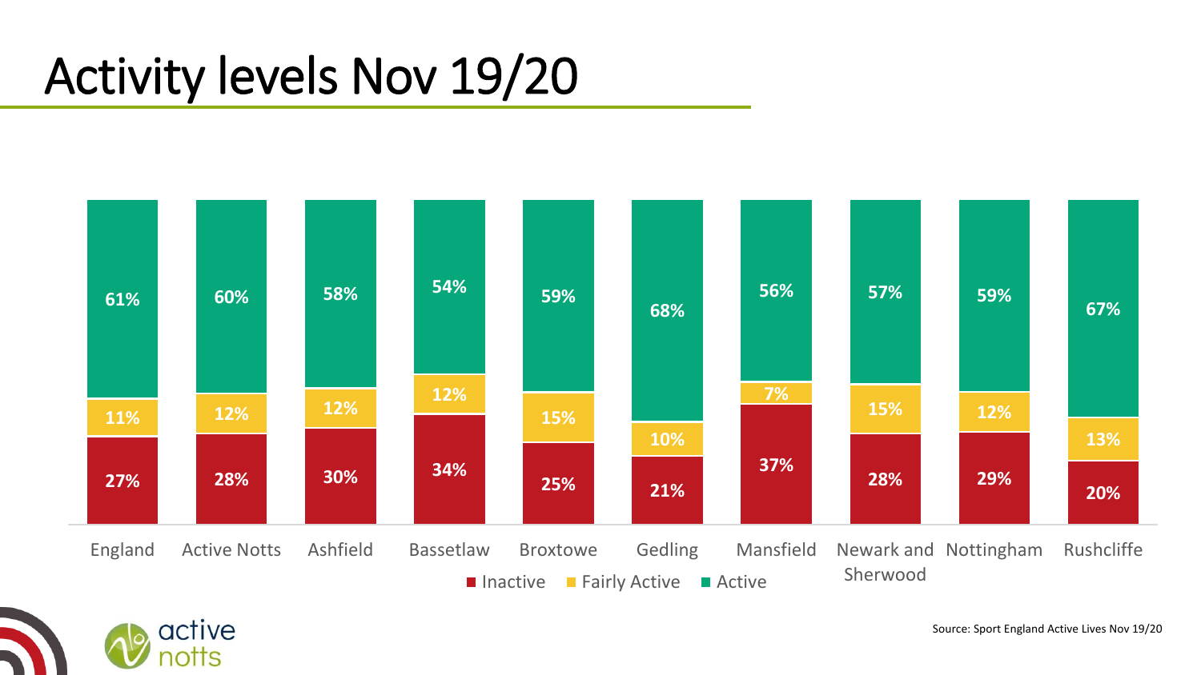# Activity levels Nov 19/20

| | England | Active Notts | Ashfield | Bassetlaw | Broxtowe | Gedling | Mansfield | Newark and Sherwood | Nottingham | Rushcliffe |
|---|---|---|---|---|---|---|---|---|---|---|
| Active | 61% | 60% | 58% | 54% | 59% | 68% | 56% | 57% | 59% | 67% |
| Fairly Active | 11% | 12% | 12% | 12% | 15% | 10% | 7% | 15% | 12% | 13% |
| Inactive | 27% | 28% | 30% | 34% | 25% | 21% | 37% | 28% | 29% | 20% |

Source: Sport England Active Lives Nov 19/20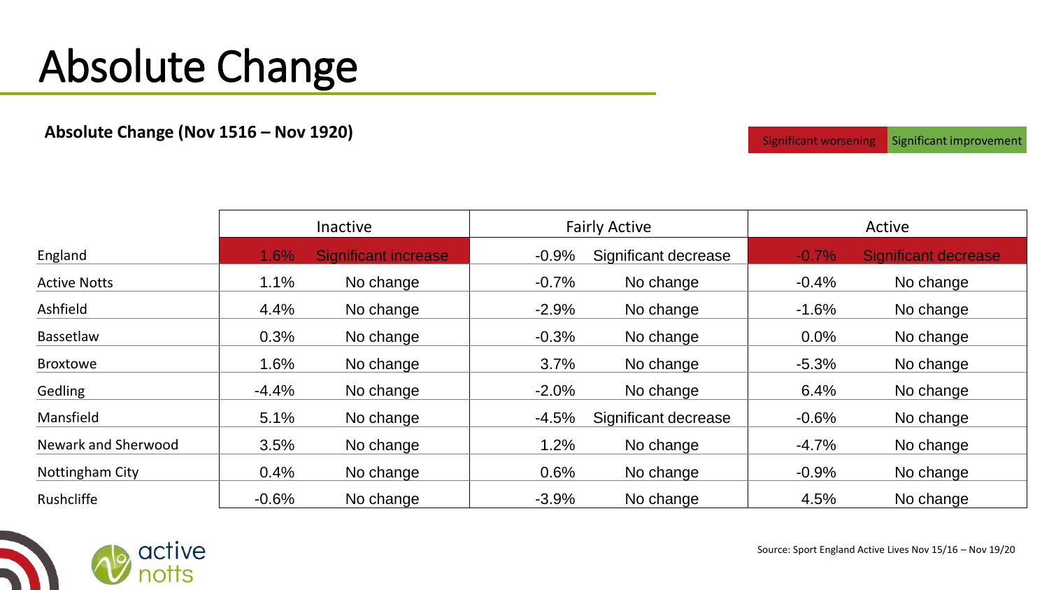# Absolute Change

**Absolute Change (Nov 1516 – Nov 1920)**

Significant worsening | Significant improvement

| | Inactive | | Fairly Active | | Active | |
|---|---|---|---|---|---|---|
| England | 1.6% | Significant increase | -0.9% | Significant decrease | -0.7% | Significant decrease |
| Active Notts | 1.1% | No change | -0.7% | No change | -0.4% | No change |
| Ashfield | 4.4% | No change | -2.9% | No change | -1.6% | No change |
| Bassetlaw | 0.3% | No change | -0.3% | No change | 0.0% | No change |
| Broxtowe | 1.6% | No change | 3.7% | No change | -5.3% | No change |
| Gedling | -4.4% | No change | -2.0% | No change | 6.4% | No change |
| Mansfield | 5.1% | No change | -4.5% | Significant decrease | -0.6% | No change |
| Newark and Sherwood | 3.5% | No change | 1.2% | No change | -4.7% | No change |
| Nottingham City | 0.4% | No change | 0.6% | No change | -0.9% | No change |
| Rushcliffe | -0.6% | No change | -3.9% | No change | 4.5% | No change |

Source: Sport England Active Lives Nov 15/16 – Nov 19/20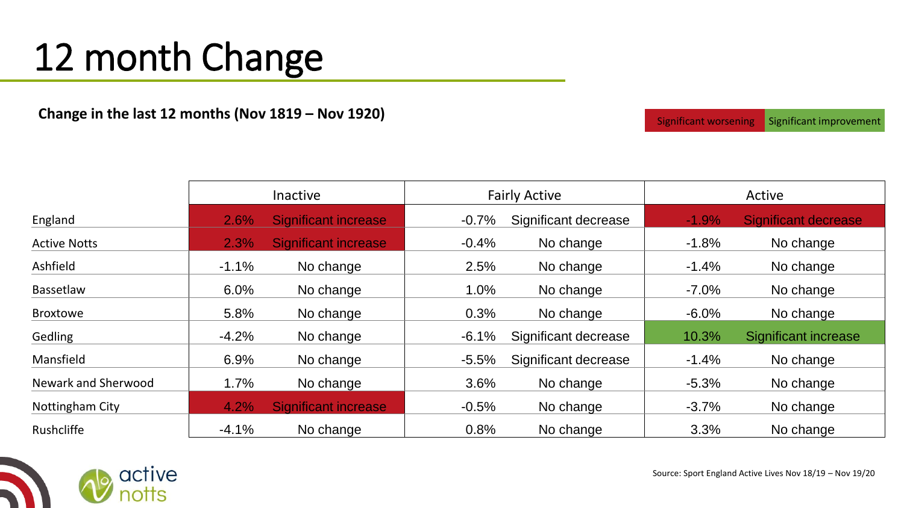# 12 month Change

**Change in the last 12 months (Nov 1819 – Nov 1920)**

Significant worsening | Significant improvement

| | Inactive | | Fairly Active | | Active | |
|---|---|---|---|---|---|---|
| England | 2.6% | Significant increase | -0.7% | Significant decrease | -1.9% | Significant decrease |
| Active Notts | 2.3% | Significant increase | -0.4% | No change | -1.8% | No change |
| Ashfield | -1.1% | No change | 2.5% | No change | -1.4% | No change |
| Bassetlaw | 6.0% | No change | 1.0% | No change | -7.0% | No change |
| Broxtowe | 5.8% | No change | 0.3% | No change | -6.0% | No change |
| Gedling | -4.2% | No change | -6.1% | Significant decrease | 10.3% | Significant increase |
| Mansfield | 6.9% | No change | -5.5% | Significant decrease | -1.4% | No change |
| Newark and Sherwood | 1.7% | No change | 3.6% | No change | -5.3% | No change |
| Nottingham City | 4.2% | Significant increase | -0.5% | No change | -3.7% | No change |
| Rushcliffe | -4.1% | No change | 0.8% | No change | 3.3% | No change |

Source: Sport England Active Lives Nov 18/19 – Nov 19/20